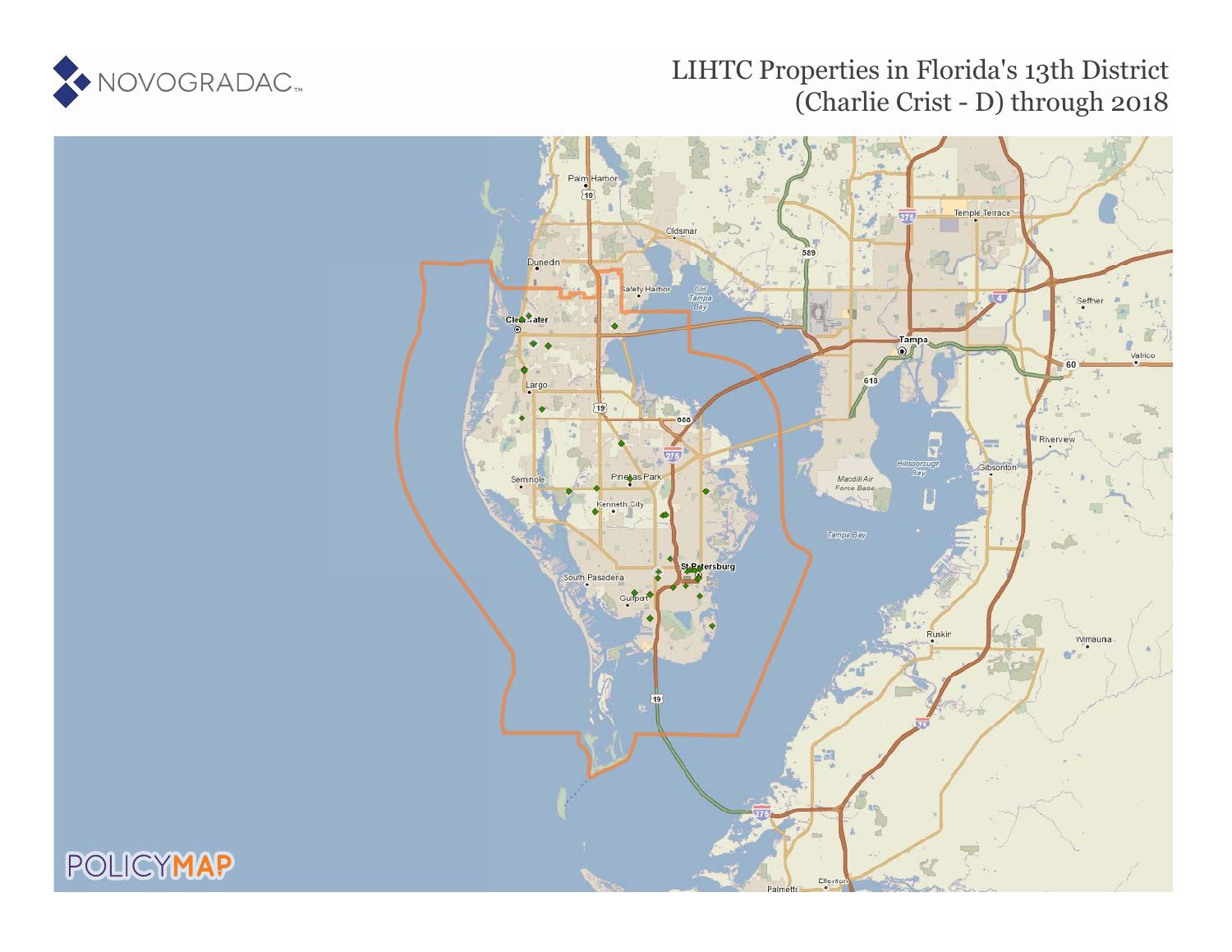NOVOGRADAC

# LIHTC Properties in Florida's 13th District (Charlie Crist - D) through 2018

POLICYMAP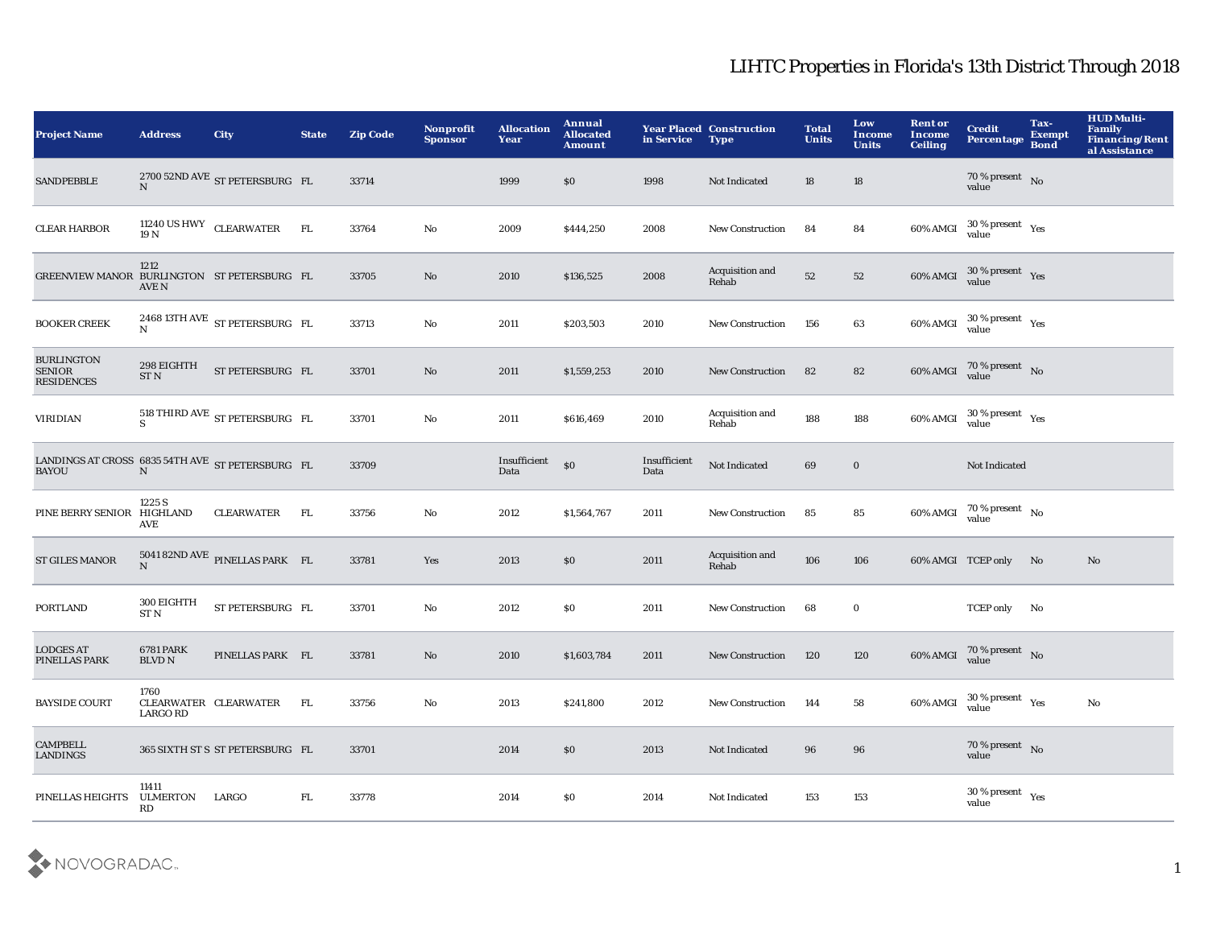# LIHTC Properties in Florida's 13th District Through 2018

| Project Name | Address | City | State | Zip Code | Nonprofit Sponsor | Allocation Year | Annual Allocated Amount | Year Placed in Service | Construction Type | Total Units | Low Income Units | Rent or Income Ceiling | Credit Percentage | Tax-Exempt Bond | HUD Multi-Family Financing/Rental Assistance |
|---|---|---|---|---|---|---|---|---|---|---|---|---|---|---|---|
| SANDPEBBLE | 2700 52ND AVE N | ST PETERSBURG | FL | 33714 | | 1999 | $0 | 1998 | Not Indicated | 18 | 18 | | 70 % present value | No | |
| CLEAR HARBOR | 11240 US HWY 19 N | CLEARWATER | FL | 33764 | No | 2009 | $444,250 | 2008 | New Construction | 84 | 84 | 60% AMGI | 30 % present value | Yes | |
| GREENVIEW MANOR | 1212 BURLINGTON AVE N | ST PETERSBURG | FL | 33705 | No | 2010 | $136,525 | 2008 | Acquisition and Rehab | 52 | 52 | 60% AMGI | 30 % present value | Yes | |
| BOOKER CREEK | 2468 13TH AVE N | ST PETERSBURG | FL | 33713 | No | 2011 | $203,503 | 2010 | New Construction | 156 | 63 | 60% AMGI | 30 % present value | Yes | |
| BURLINGTON SENIOR RESIDENCES | 298 EIGHTH ST N | ST PETERSBURG | FL | 33701 | No | 2011 | $1,559,253 | 2010 | New Construction | 82 | 82 | 60% AMGI | 70 % present value | No | |
| VIRIDIAN | 518 THIRD AVE S | ST PETERSBURG | FL | 33701 | No | 2011 | $616,469 | 2010 | Acquisition and Rehab | 188 | 188 | 60% AMGI | 30 % present value | Yes | |
| LANDINGS AT CROSS BAYOU | 6835 54TH AVE N | ST PETERSBURG | FL | 33709 | | Insufficient Data | $0 | Insufficient Data | Not Indicated | 69 | 0 | | Not Indicated | | |
| PINE BERRY SENIOR | 1225 S HIGHLAND AVE | CLEARWATER | FL | 33756 | No | 2012 | $1,564,767 | 2011 | New Construction | 85 | 85 | 60% AMGI | 70 % present value | No | |
| ST GILES MANOR | 5041 82ND AVE N | PINELLAS PARK | FL | 33781 | Yes | 2013 | $0 | 2011 | Acquisition and Rehab | 106 | 106 | 60% AMGI | TCEP only | No | No |
| PORTLAND | 300 EIGHTH ST N | ST PETERSBURG | FL | 33701 | No | 2012 | $0 | 2011 | New Construction | 68 | 0 | | TCEP only | No | |
| LODGES AT PINELLAS PARK | 6781 PARK BLVD N | PINELLAS PARK | FL | 33781 | No | 2010 | $1,603,784 | 2011 | New Construction | 120 | 120 | 60% AMGI | 70 % present value | No | |
| BAYSIDE COURT | 1760 CLEARWATER LARGO RD | CLEARWATER | FL | 33756 | No | 2013 | $241,800 | 2012 | New Construction | 144 | 58 | 60% AMGI | 30 % present value | Yes | No |
| CAMPBELL LANDINGS | 365 SIXTH ST S | ST PETERSBURG | FL | 33701 | | 2014 | $0 | 2013 | Not Indicated | 96 | 96 | | 70 % present value | No | |
| PINELLAS HEIGHTS | 11411 ULMERTON RD | LARGO | FL | 33778 | | 2014 | $0 | 2014 | Not Indicated | 153 | 153 | | 30 % present value | Yes | |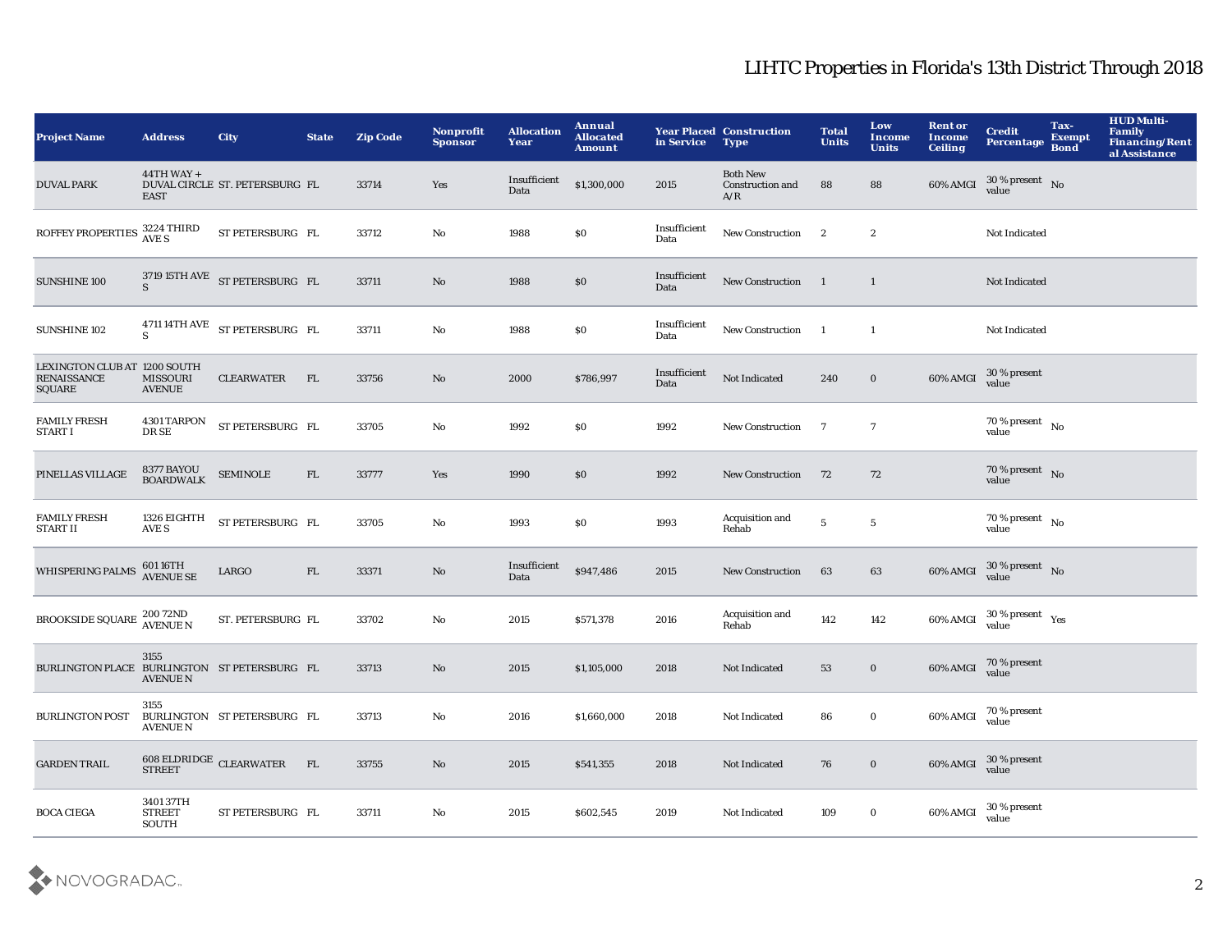# LIHTC Properties in Florida's 13th District Through 2018

| Project Name | Address | City | State | Zip Code | Nonprofit Sponsor | Allocation Year | Annual Allocated Amount | Year Placed in Service | Construction Type | Total Units | Low Income Units | Rent or Income Ceiling | Credit Percentage | Tax-Exempt Bond | HUD Multi-Family Financing/Rental Assistance |
|---|---|---|---|---|---|---|---|---|---|---|---|---|---|---|---|
| DUVAL PARK | 44TH WAY + DUVAL CIRCLE EAST | ST. PETERSBURG | FL | 33714 | Yes | Insufficient Data | $1,300,000 | 2015 | Both New Construction and A/R | 88 | 88 | 60% AMGI | 30 % present value | No | |
| ROFFEY PROPERTIES | 3224 THIRD AVE S | ST PETERSBURG | FL | 33712 | No | 1988 | $0 | Insufficient Data | New Construction | 2 | 2 | | Not Indicated | | |
| SUNSHINE 100 | 3719 15TH AVE S | ST PETERSBURG | FL | 33711 | No | 1988 | $0 | Insufficient Data | New Construction | 1 | 1 | | Not Indicated | | |
| SUNSHINE 102 | 4711 14TH AVE S | ST PETERSBURG | FL | 33711 | No | 1988 | $0 | Insufficient Data | New Construction | 1 | 1 | | Not Indicated | | |
| LEXINGTON CLUB AT RENAISSANCE SQUARE | 1200 SOUTH MISSOURI AVENUE | CLEARWATER | FL | 33756 | No | 2000 | $786,997 | Insufficient Data | Not Indicated | 240 | 0 | 60% AMGI | 30 % present value | | |
| FAMILY FRESH START I | 4301 TARPON DR SE | ST PETERSBURG | FL | 33705 | No | 1992 | $0 | 1992 | New Construction | 7 | 7 | | 70 % present value | No | |
| PINELLAS VILLAGE | 8377 BAYOU BOARDWALK | SEMINOLE | FL | 33777 | Yes | 1990 | $0 | 1992 | New Construction | 72 | 72 | | 70 % present value | No | |
| FAMILY FRESH START II | 1326 EIGHTH AVE S | ST PETERSBURG | FL | 33705 | No | 1993 | $0 | 1993 | Acquisition and Rehab | 5 | 5 | | 70 % present value | No | |
| WHISPERING PALMS | 601 16TH AVENUE SE | LARGO | FL | 33371 | No | Insufficient Data | $947,486 | 2015 | New Construction | 63 | 63 | 60% AMGI | 30 % present value | No | |
| BROOKSIDE SQUARE | 200 72ND AVENUE N | ST. PETERSBURG | FL | 33702 | No | 2015 | $571,378 | 2016 | Acquisition and Rehab | 142 | 142 | 60% AMGI | 30 % present value | Yes | |
| BURLINGTON PLACE | 3155 BURLINGTON AVENUE N | ST PETERSBURG | FL | 33713 | No | 2015 | $1,105,000 | 2018 | Not Indicated | 53 | 0 | 60% AMGI | 70 % present value | | |
| BURLINGTON POST | 3155 BURLINGTON AVENUE N | ST PETERSBURG | FL | 33713 | No | 2016 | $1,660,000 | 2018 | Not Indicated | 86 | 0 | 60% AMGI | 70 % present value | | |
| GARDEN TRAIL | 608 ELDRIDGE STREET | CLEARWATER | FL | 33755 | No | 2015 | $541,355 | 2018 | Not Indicated | 76 | 0 | 60% AMGI | 30 % present value | | |
| BOCA CIEGA | 3401 37TH STREET SOUTH | ST PETERSBURG | FL | 33711 | No | 2015 | $602,545 | 2019 | Not Indicated | 109 | 0 | 60% AMGI | 30 % present value | | |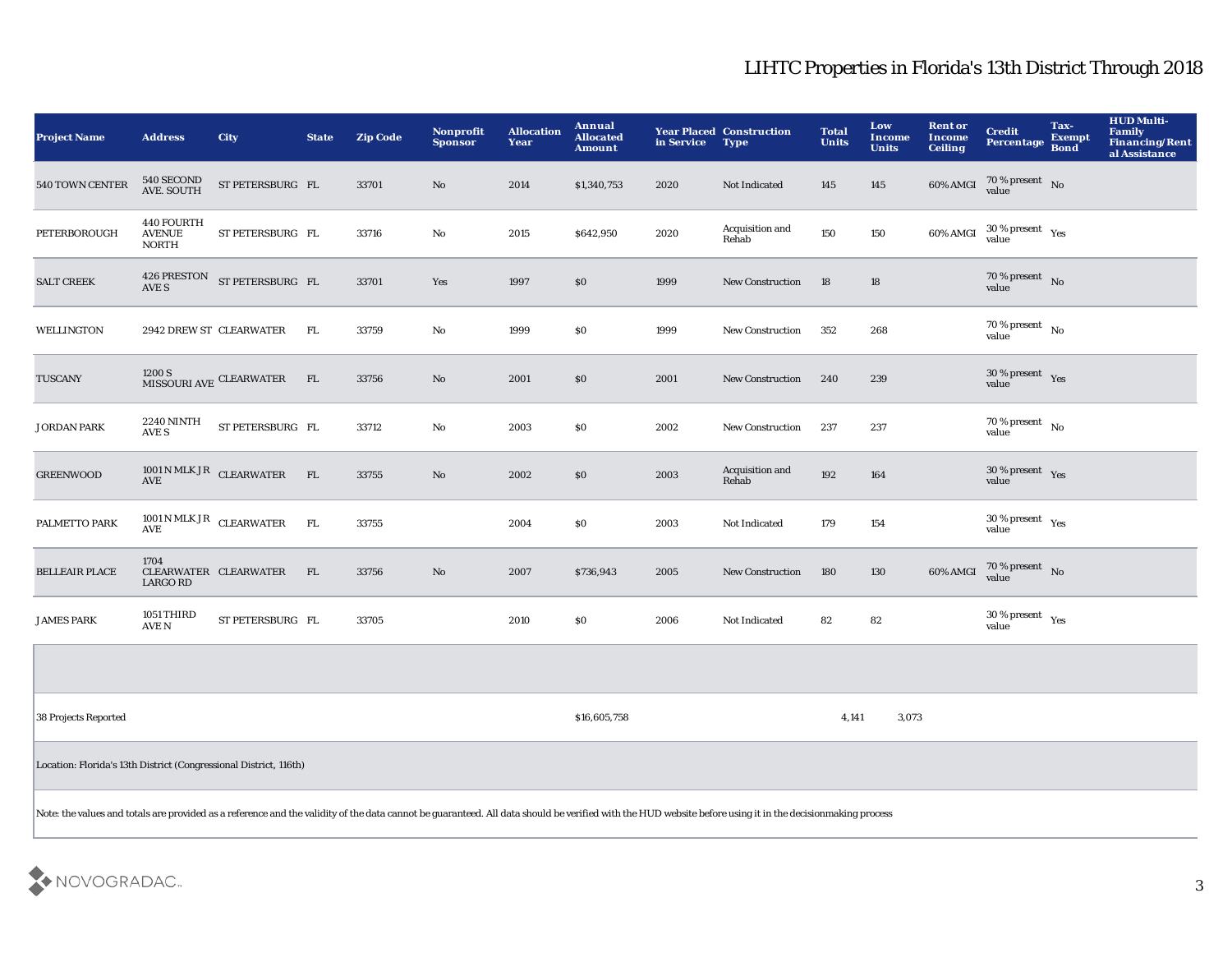# LIHTC Properties in Florida's 13th District Through 2018

| Project Name | Address | City | State | Zip Code | Nonprofit Sponsor | Allocation Year | Annual Allocated Amount | Year Placed in Service | Construction Type | Total Units | Low Income Units | Rent or Income Ceiling | Credit Percentage | Tax-Exempt Bond | HUD Multi-Family Financing/Rental Assistance |
|---|---|---|---|---|---|---|---|---|---|---|---|---|---|---|---|
| 540 TOWN CENTER | 540 SECOND AVE. SOUTH | ST PETERSBURG | FL | 33701 | No | 2014 | $1,340,753 | 2020 | Not Indicated | 145 | 145 | 60% AMGI | 70 % present value | No | |
| PETERBOROUGH | 440 FOURTH AVENUE NORTH | ST PETERSBURG | FL | 33716 | No | 2015 | $642,950 | 2020 | Acquisition and Rehab | 150 | 150 | 60% AMGI | 30 % present value | Yes | |
| SALT CREEK | 426 PRESTON AVE S | ST PETERSBURG | FL | 33701 | Yes | 1997 | $0 | 1999 | New Construction | 18 | 18 | | 70 % present value | No | |
| WELLINGTON | 2942 DREW ST | CLEARWATER | FL | 33759 | No | 1999 | $0 | 1999 | New Construction | 352 | 268 | | 70 % present value | No | |
| TUSCANY | 1200 S MISSOURI AVE | CLEARWATER | FL | 33756 | No | 2001 | $0 | 2001 | New Construction | 240 | 239 | | 30 % present value | Yes | |
| JORDAN PARK | 2240 NINTH AVE S | ST PETERSBURG | FL | 33712 | No | 2003 | $0 | 2002 | New Construction | 237 | 237 | | 70 % present value | No | |
| GREENWOOD | 1001 N MLK JR AVE | CLEARWATER | FL | 33755 | No | 2002 | $0 | 2003 | Acquisition and Rehab | 192 | 164 | | 30 % present value | Yes | |
| PALMETTO PARK | 1001 N MLK JR AVE | CLEARWATER | FL | 33755 | | 2004 | $0 | 2003 | Not Indicated | 179 | 154 | | 30 % present value | Yes | |
| BELLEAIR PLACE | 1704 CLEARWATER LARGO RD | CLEARWATER | FL | 33756 | No | 2007 | $736,943 | 2005 | New Construction | 180 | 130 | 60% AMGI | 70 % present value | No | |
| JAMES PARK | 1051 THIRD AVE N | ST PETERSBURG | FL | 33705 | | 2010 | $0 | 2006 | Not Indicated | 82 | 82 | | 30 % present value | Yes | |
| | | | | | | | | | | | | | | | |
| 38 Projects Reported | | | | | | | $16,605,758 | | | 4,141 | 3,073 | | | | |

Location: Florida's 13th District (Congressional District, 116th)

Note: the values and totals are provided as a reference and the validity of the data cannot be guaranteed. All data should be verified with the HUD website before using it in the decisionmaking process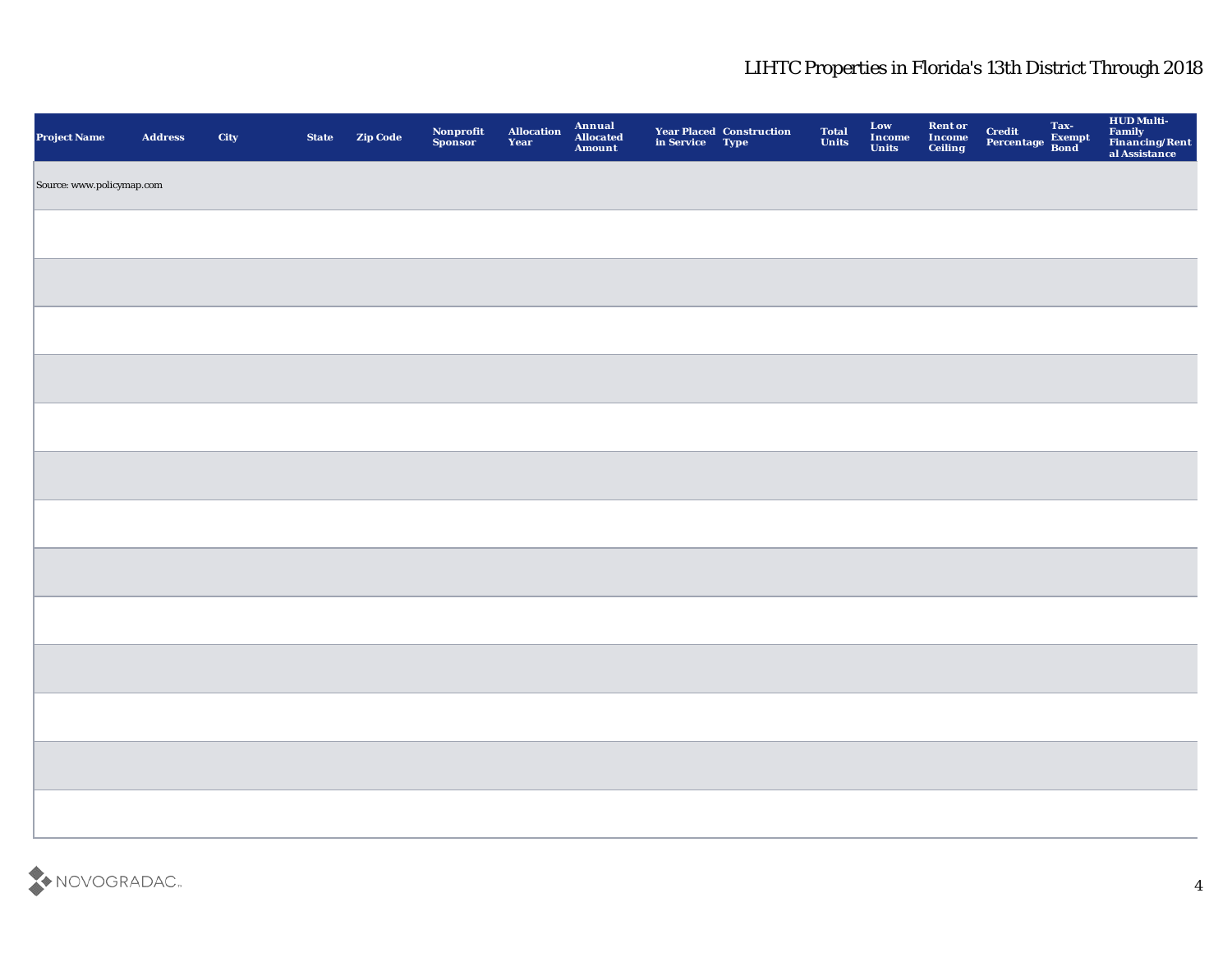# LIHTC Properties in Florida's 13th District Through 2018

| Project Name | Address | City | State | Zip Code | Nonprofit Sponsor | Allocation Year | Annual Allocated Amount | Year Placed in Service | Construction Type | Total Units | Low Income Units | Rent or Income Ceiling | Credit Percentage | Tax-Exempt Bond | HUD Multi-Family Financing/Rental Assistance |
|---|---|---|---|---|---|---|---|---|---|---|---|---|---|---|---|
| Source: www.policymap.com | | | | | | | | | | | | | | | |